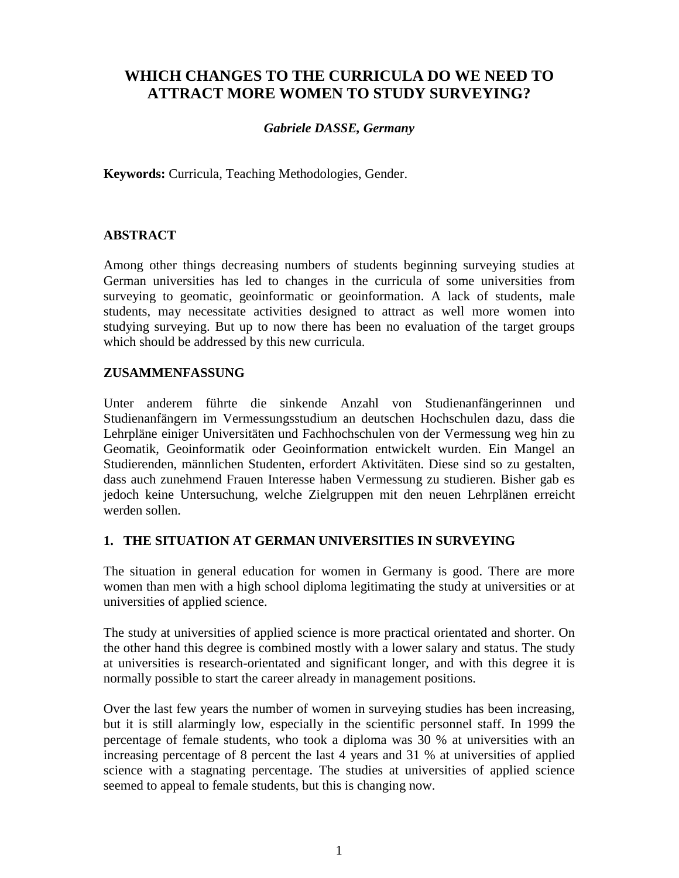# WHICH CHANGES TO THE CURRICULA DO WE NEED TO ATTRACT MORE WOMEN TO STUDY SURVEYING?

***Gabriele DASSE, Germany***

**Keywords:** Curricula, Teaching Methodologies, Gender.

## ABSTRACT

Among other things decreasing numbers of students beginning surveying studies at German universities has led to changes in the curricula of some universities from surveying to geomatic, geoinformatic or geoinformation. A lack of students, male students, may necessitate activities designed to attract as well more women into studying surveying. But up to now there has been no evaluation of the target groups which should be addressed by this new curricula.

## ZUSAMMENFASSUNG

Unter anderem führte die sinkende Anzahl von Studienanfängerinnen und Studienanfängern im Vermessungsstudium an deutschen Hochschulen dazu, dass die Lehrpläne einiger Universitäten und Fachhochschulen von der Vermessung weg hin zu Geomatik, Geoinformatik oder Geoinformation entwickelt wurden. Ein Mangel an Studierenden, männlichen Studenten, erfordert Aktivitäten. Diese sind so zu gestalten, dass auch zunehmend Frauen Interesse haben Vermessung zu studieren. Bisher gab es jedoch keine Untersuchung, welche Zielgruppen mit den neuen Lehrplänen erreicht werden sollen.

## 1. THE SITUATION AT GERMAN UNIVERSITIES IN SURVEYING

The situation in general education for women in Germany is good. There are more women than men with a high school diploma legitimating the study at universities or at universities of applied science.

The study at universities of applied science is more practical orientated and shorter. On the other hand this degree is combined mostly with a lower salary and status. The study at universities is research-orientated and significant longer, and with this degree it is normally possible to start the career already in management positions.

Over the last few years the number of women in surveying studies has been increasing, but it is still alarmingly low, especially in the scientific personnel staff. In 1999 the percentage of female students, who took a diploma was 30 % at universities with an increasing percentage of 8 percent the last 4 years and 31 % at universities of applied science with a stagnating percentage. The studies at universities of applied science seemed to appeal to female students, but this is changing now.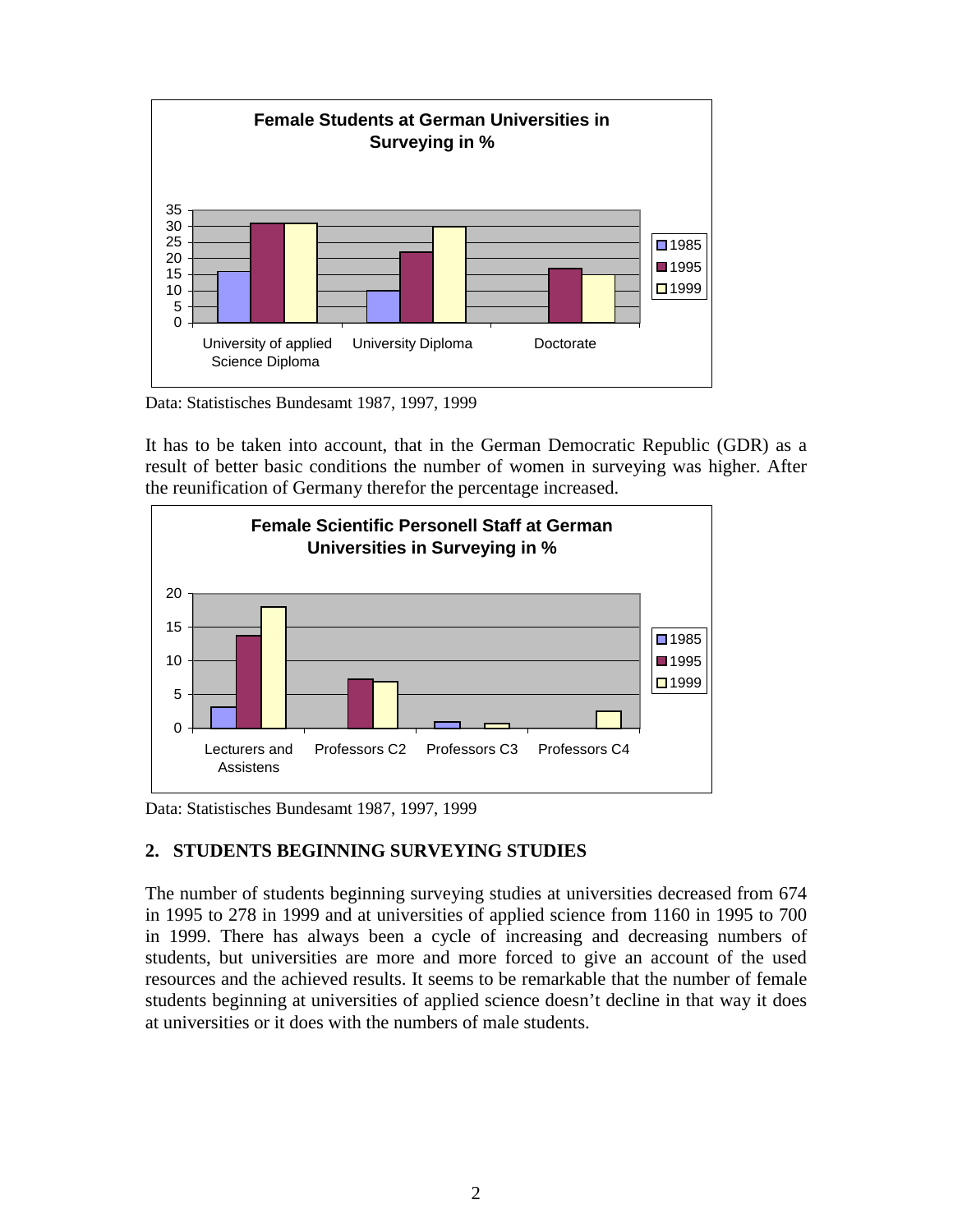**Female Students at German Universities in Surveying in %**

| | 1985 | 1995 | 1999 |
|---|---|---|---|
| University of applied Science Diploma | 16 | 31 | 31 |
| University Diploma | 10 | 22 | 30 |
| Doctorate | | 17 | 15 |

Data: Statistisches Bundesamt 1987, 1997, 1999

It has to be taken into account, that in the German Democratic Republic (GDR) as a result of better basic conditions the number of women in surveying was higher. After the reunification of Germany therefor the percentage increased.

**Female Scientific Personell Staff at German Universities in Surveying in %**

| | 1985 | 1995 | 1999 |
|---|---|---|---|
| Lecturers and Assistens | 3 | 14 | 18 |
| Professors C2 | | 7 | 7 |
| Professors C3 | 1 | | 0.7 |
| Professors C4 | | | 2.5 |

Data: Statistisches Bundesamt 1987, 1997, 1999

## 2. STUDENTS BEGINNING SURVEYING STUDIES

The number of students beginning surveying studies at universities decreased from 674 in 1995 to 278 in 1999 and at universities of applied science from 1160 in 1995 to 700 in 1999. There has always been a cycle of increasing and decreasing numbers of students, but universities are more and more forced to give an account of the used resources and the achieved results. It seems to be remarkable that the number of female students beginning at universities of applied science doesn't decline in that way it does at universities or it does with the numbers of male students.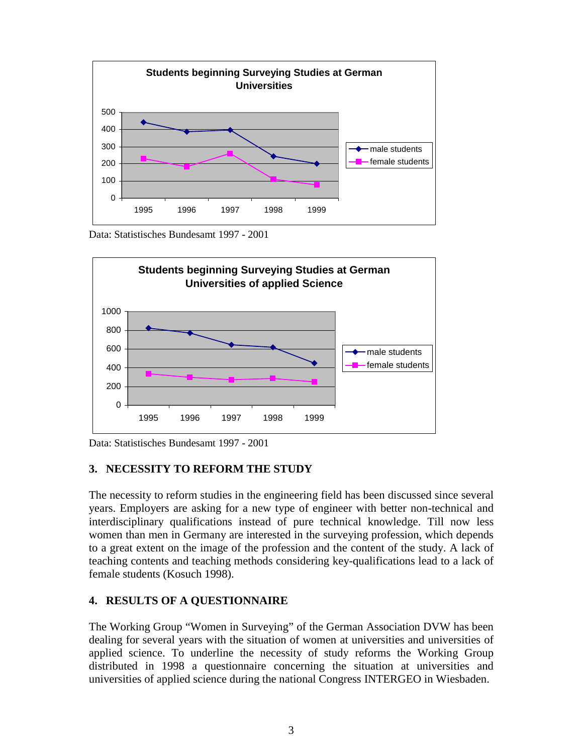Data: Statistisches Bundesamt 1997 - 2001

Data: Statistisches Bundesamt 1997 - 2001

## 3. NECESSITY TO REFORM THE STUDY

The necessity to reform studies in the engineering field has been discussed since several years. Employers are asking for a new type of engineer with better non-technical and interdisciplinary qualifications instead of pure technical knowledge. Till now less women than men in Germany are interested in the surveying profession, which depends to a great extent on the image of the profession and the content of the study. A lack of teaching contents and teaching methods considering key-qualifications lead to a lack of female students (Kosuch 1998).

## 4. RESULTS OF A QUESTIONNAIRE

The Working Group "Women in Surveying" of the German Association DVW has been dealing for several years with the situation of women at universities and universities of applied science. To underline the necessity of study reforms the Working Group distributed in 1998 a questionnaire concerning the situation at universities and universities of applied science during the national Congress INTERGEO in Wiesbaden.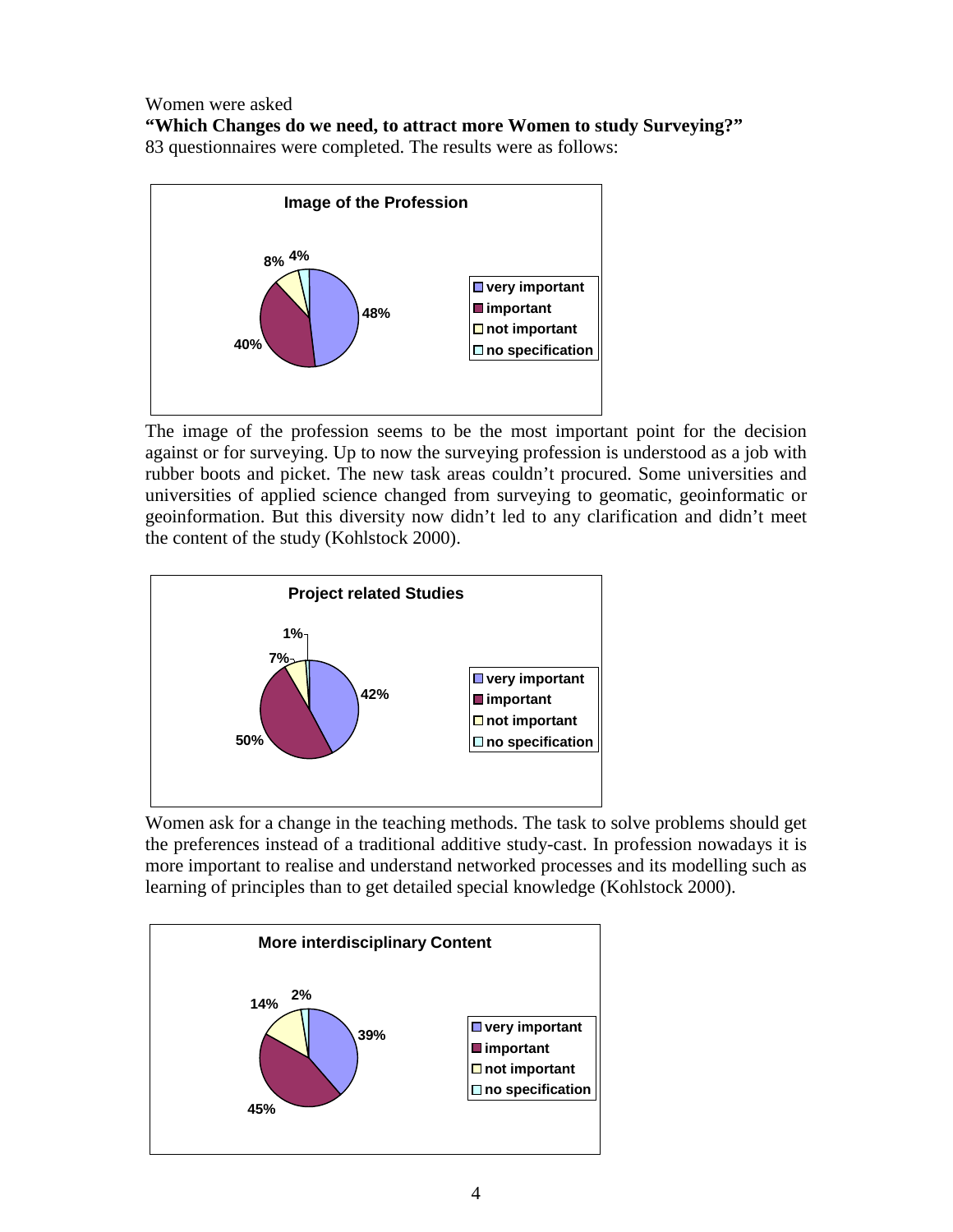Women were asked

**"Which Changes do we need, to attract more Women to study Surveying?"**

83 questionnaires were completed. The results were as follows:

**Image of the Profession**

| | |
|---|---|
| very important | 48% |
| important | 40% |
| not important | 8% |
| no specification | 4% |

The image of the profession seems to be the most important point for the decision against or for surveying. Up to now the surveying profession is understood as a job with rubber boots and picket. The new task areas couldn't procured. Some universities and universities of applied science changed from surveying to geomatic, geoinformatic or geoinformation. But this diversity now didn't led to any clarification and didn't meet the content of the study (Kohlstock 2000).

**Project related Studies**

| | |
|---|---|
| very important | 42% |
| important | 50% |
| not important | 7% |
| no specification | 1% |

Women ask for a change in the teaching methods. The task to solve problems should get the preferences instead of a traditional additive study-cast. In profession nowadays it is more important to realise and understand networked processes and its modelling such as learning of principles than to get detailed special knowledge (Kohlstock 2000).

**More interdisciplinary Content**

| | |
|---|---|
| very important | 39% |
| important | 45% |
| not important | 14% |
| no specification | 2% |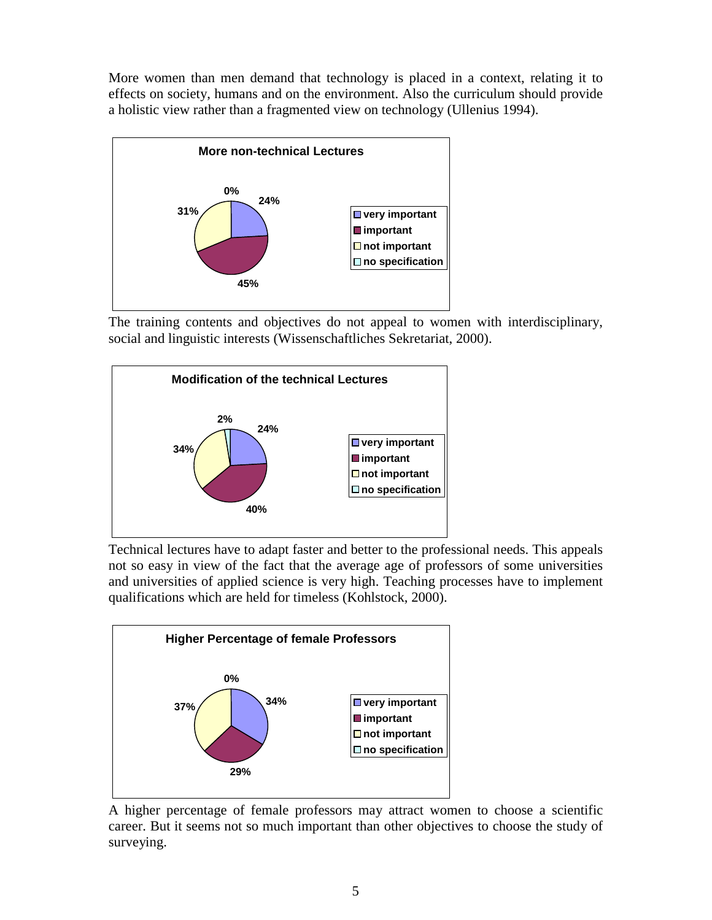More women than men demand that technology is placed in a context, relating it to effects on society, humans and on the environment. Also the curriculum should provide a holistic view rather than a fragmented view on technology (Ullenius 1994).

**More non-technical Lectures**

| | |
|---|---|
| very important | 24% |
| important | 45% |
| not important | 31% |
| no specification | 0% |

The training contents and objectives do not appeal to women with interdisciplinary, social and linguistic interests (Wissenschaftliches Sekretariat, 2000).

**Modification of the technical Lectures**

| | |
|---|---|
| very important | 24% |
| important | 40% |
| not important | 34% |
| no specification | 2% |

Technical lectures have to adapt faster and better to the professional needs. This appeals not so easy in view of the fact that the average age of professors of some universities and universities of applied science is very high. Teaching processes have to implement qualifications which are held for timeless (Kohlstock, 2000).

**Higher Percentage of female Professors**

| | |
|---|---|
| very important | 34% |
| important | 29% |
| not important | 37% |
| no specification | 0% |

A higher percentage of female professors may attract women to choose a scientific career. But it seems not so much important than other objectives to choose the study of surveying.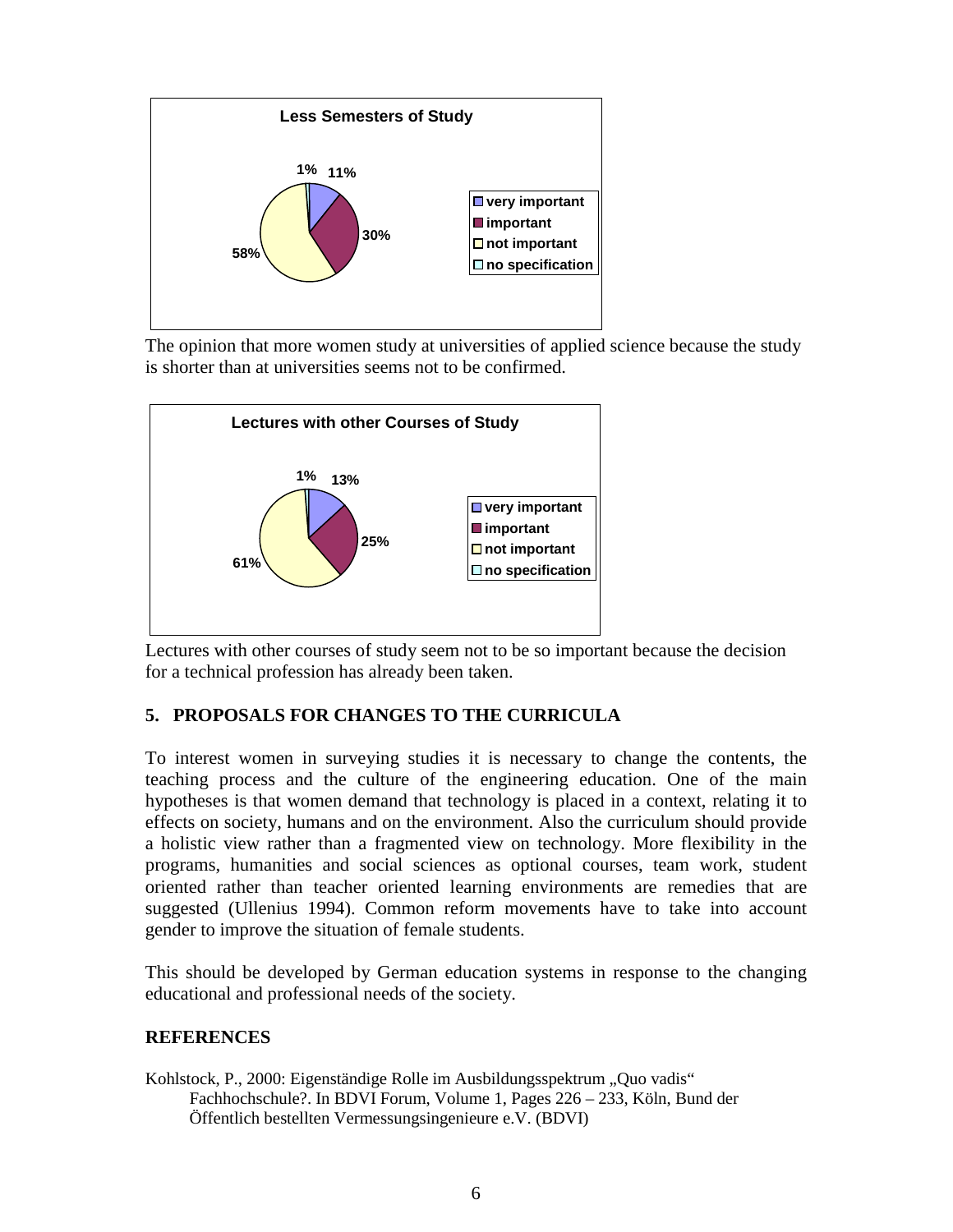**Less Semesters of Study**

- very important: 11%
- important: 30%
- not important: 58%
- no specification: 1%

The opinion that more women study at universities of applied science because the study is shorter than at universities seems not to be confirmed.

**Lectures with other Courses of Study**

- very important: 13%
- important: 25%
- not important: 61%
- no specification: 1%

Lectures with other courses of study seem not to be so important because the decision for a technical profession has already been taken.

## 5. PROPOSALS FOR CHANGES TO THE CURRICULA

To interest women in surveying studies it is necessary to change the contents, the teaching process and the culture of the engineering education. One of the main hypotheses is that women demand that technology is placed in a context, relating it to effects on society, humans and on the environment. Also the curriculum should provide a holistic view rather than a fragmented view on technology. More flexibility in the programs, humanities and social sciences as optional courses, team work, student oriented rather than teacher oriented learning environments are remedies that are suggested (Ullenius 1994). Common reform movements have to take into account gender to improve the situation of female students.

This should be developed by German education systems in response to the changing educational and professional needs of the society.

## REFERENCES

Kohlstock, P., 2000: Eigenständige Rolle im Ausbildungsspektrum „Quo vadis" Fachhochschule?. In BDVI Forum, Volume 1, Pages 226 – 233, Köln, Bund der Öffentlich bestellten Vermessungsingenieure e.V. (BDVI)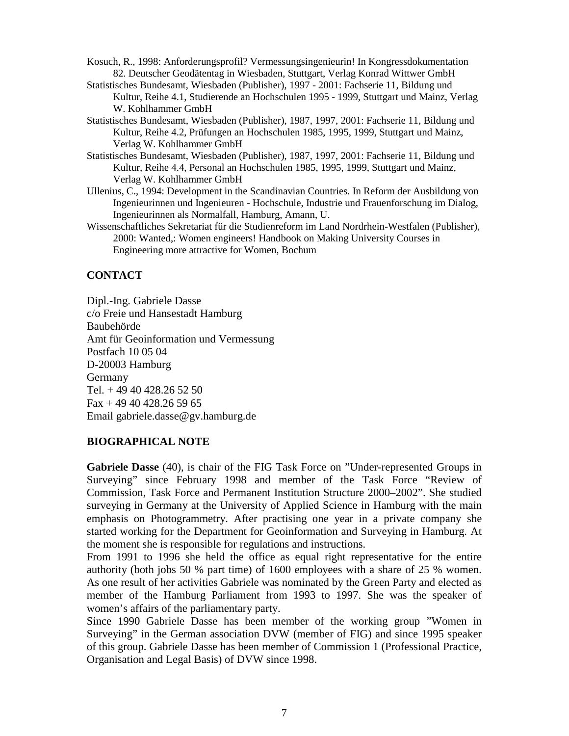Kosuch, R., 1998: Anforderungsprofil? Vermessungsingenieurin! In Kongressdokumentation 82. Deutscher Geodätentag in Wiesbaden, Stuttgart, Verlag Konrad Wittwer GmbH

Statistisches Bundesamt, Wiesbaden (Publisher), 1997 - 2001: Fachserie 11, Bildung und Kultur, Reihe 4.1, Studierende an Hochschulen 1995 - 1999, Stuttgart und Mainz, Verlag W. Kohlhammer GmbH

Statistisches Bundesamt, Wiesbaden (Publisher), 1987, 1997, 2001: Fachserie 11, Bildung und Kultur, Reihe 4.2, Prüfungen an Hochschulen 1985, 1995, 1999, Stuttgart und Mainz, Verlag W. Kohlhammer GmbH

Statistisches Bundesamt, Wiesbaden (Publisher), 1987, 1997, 2001: Fachserie 11, Bildung und Kultur, Reihe 4.4, Personal an Hochschulen 1985, 1995, 1999, Stuttgart und Mainz, Verlag W. Kohlhammer GmbH

Ullenius, C., 1994: Development in the Scandinavian Countries. In Reform der Ausbildung von Ingenieurinnen und Ingenieuren - Hochschule, Industrie und Frauenforschung im Dialog, Ingenieurinnen als Normalfall, Hamburg, Amann, U.

Wissenschaftliches Sekretariat für die Studienreform im Land Nordrhein-Westfalen (Publisher), 2000: Wanted,: Women engineers! Handbook on Making University Courses in Engineering more attractive for Women, Bochum

## CONTACT

Dipl.-Ing. Gabriele Dasse
c/o Freie und Hansestadt Hamburg
Baubehörde
Amt für Geoinformation und Vermessung
Postfach 10 05 04
D-20003 Hamburg
Germany
Tel. + 49 40 428.26 52 50
Fax + 49 40 428.26 59 65
Email gabriele.dasse@gv.hamburg.de

## BIOGRAPHICAL NOTE

**Gabriele Dasse** (40), is chair of the FIG Task Force on "Under-represented Groups in Surveying" since February 1998 and member of the Task Force "Review of Commission, Task Force and Permanent Institution Structure 2000–2002". She studied surveying in Germany at the University of Applied Science in Hamburg with the main emphasis on Photogrammetry. After practising one year in a private company she started working for the Department for Geoinformation and Surveying in Hamburg. At the moment she is responsible for regulations and instructions.

From 1991 to 1996 she held the office as equal right representative for the entire authority (both jobs 50 % part time) of 1600 employees with a share of 25 % women. As one result of her activities Gabriele was nominated by the Green Party and elected as member of the Hamburg Parliament from 1993 to 1997. She was the speaker of women's affairs of the parliamentary party.

Since 1990 Gabriele Dasse has been member of the working group "Women in Surveying" in the German association DVW (member of FIG) and since 1995 speaker of this group. Gabriele Dasse has been member of Commission 1 (Professional Practice, Organisation and Legal Basis) of DVW since 1998.